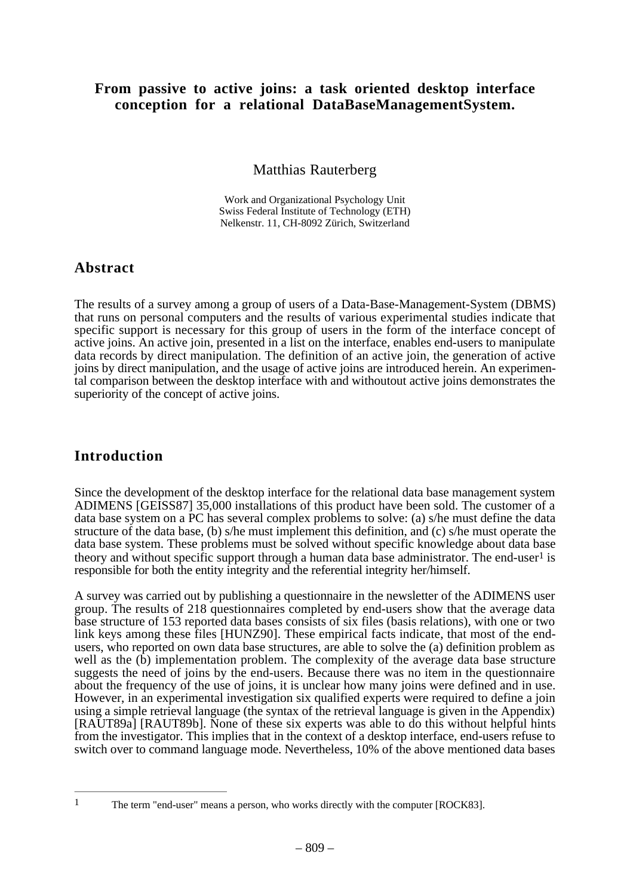# From passive to active joins: a task oriented desktop interface conception for a relational DataBaseManagementSystem.

Matthias Rauterberg

Work and Organizational Psychology Unit
Swiss Federal Institute of Technology (ETH)
Nelkenstr. 11, CH-8092 Zürich, Switzerland

## Abstract

The results of a survey among a group of users of a Data-Base-Management-System (DBMS) that runs on personal computers and the results of various experimental studies indicate that specific support is necessary for this group of users in the form of the interface concept of active joins. An active join, presented in a list on the interface, enables end-users to manipulate data records by direct manipulation. The definition of an active join, the generation of active joins by direct manipulation, and the usage of active joins are introduced herein. An experimental comparison between the desktop interface with and withoutout active joins demonstrates the superiority of the concept of active joins.

## Introduction

Since the development of the desktop interface for the relational data base management system ADIMENS [GEISS87] 35,000 installations of this product have been sold. The customer of a data base system on a PC has several complex problems to solve: (a) s/he must define the data structure of the data base, (b) s/he must implement this definition, and (c) s/he must operate the data base system. These problems must be solved without specific knowledge about data base theory and without specific support through a human data base administrator. The end-user[1] is responsible for both the entity integrity and the referential integrity her/himself.

A survey was carried out by publishing a questionnaire in the newsletter of the ADIMENS user group. The results of 218 questionnaires completed by end-users show that the average data base structure of 153 reported data bases consists of six files (basis relations), with one or two link keys among these files [HUNZ90]. These empirical facts indicate, that most of the end-users, who reported on own data base structures, are able to solve the (a) definition problem as well as the (b) implementation problem. The complexity of the average data base structure suggests the need of joins by the end-users. Because there was no item in the questionnaire about the frequency of the use of joins, it is unclear how many joins were defined and in use. However, in an experimental investigation six qualified experts were required to define a join using a simple retrieval language (the syntax of the retrieval language is given in the Appendix) [RAUT89a] [RAUT89b]. None of these six experts was able to do this without helpful hints from the investigator. This implies that in the context of a desktop interface, end-users refuse to switch over to command language mode. Nevertheless, 10% of the above mentioned data bases

---

[1] The term "end-user" means a person, who works directly with the computer [ROCK83].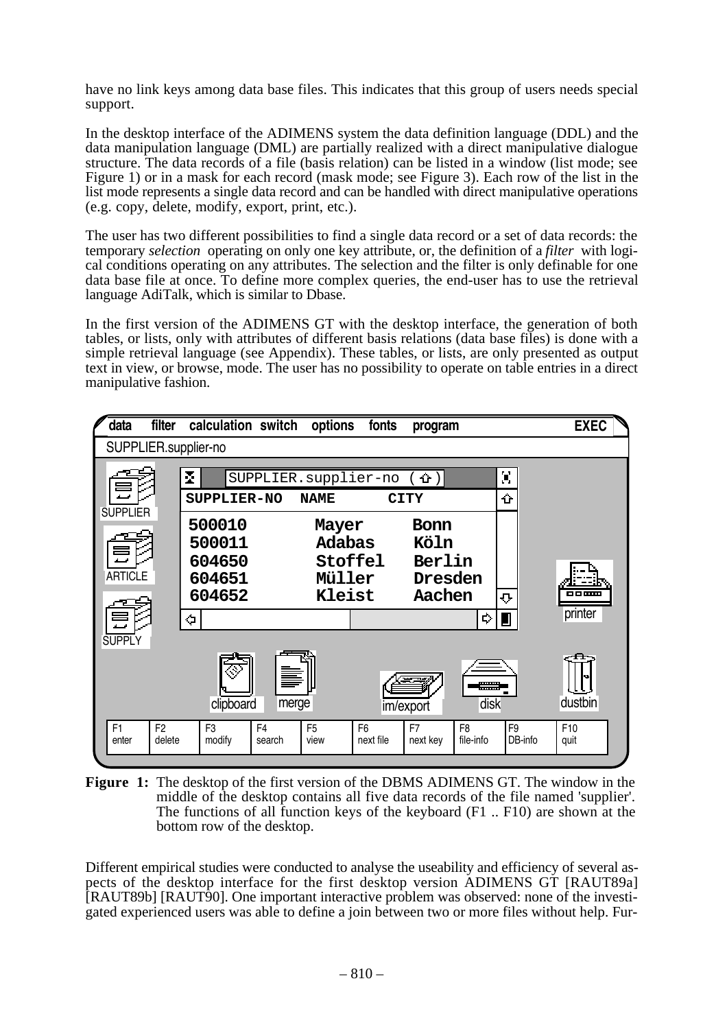have no link keys among data base files. This indicates that this group of users needs special support.

In the desktop interface of the ADIMENS system the data definition language (DDL) and the data manipulation language (DML) are partially realized with a direct manipulative dialogue structure. The data records of a file (basis relation) can be listed in a window (list mode; see Figure 1) or in a mask for each record (mask mode; see Figure 3). Each row of the list in the list mode represents a single data record and can be handled with direct manipulative operations (e.g. copy, delete, modify, export, print, etc.).

The user has two different possibilities to find a single data record or a set of data records: the temporary *selection* operating on only one key attribute, or, the definition of a *filter* with logical conditions operating on any attributes. The selection and the filter is only definable for one data base file at once. To define more complex queries, the end-user has to use the retrieval language AdiTalk, which is similar to Dbase.

In the first version of the ADIMENS GT with the desktop interface, the generation of both tables, or lists, only with attributes of different basis relations (data base files) is done with a simple retrieval language (see Appendix). These tables, or lists, are only presented as output text in view, or browse, mode. The user has no possibility to operate on table entries in a direct manipulative fashion.

**Figure 1:** The desktop of the first version of the DBMS ADIMENS GT. The window in the middle of the desktop contains all five data records of the file named 'supplier'. The functions of all function keys of the keyboard (F1 .. F10) are shown at the bottom row of the desktop.

Different empirical studies were conducted to analyse the useability and efficiency of several aspects of the desktop interface for the first desktop version ADIMENS GT [RAUT89a] [RAUT89b] [RAUT90]. One important interactive problem was observed: none of the investigated experienced users was able to define a join between two or more files without help. Fur-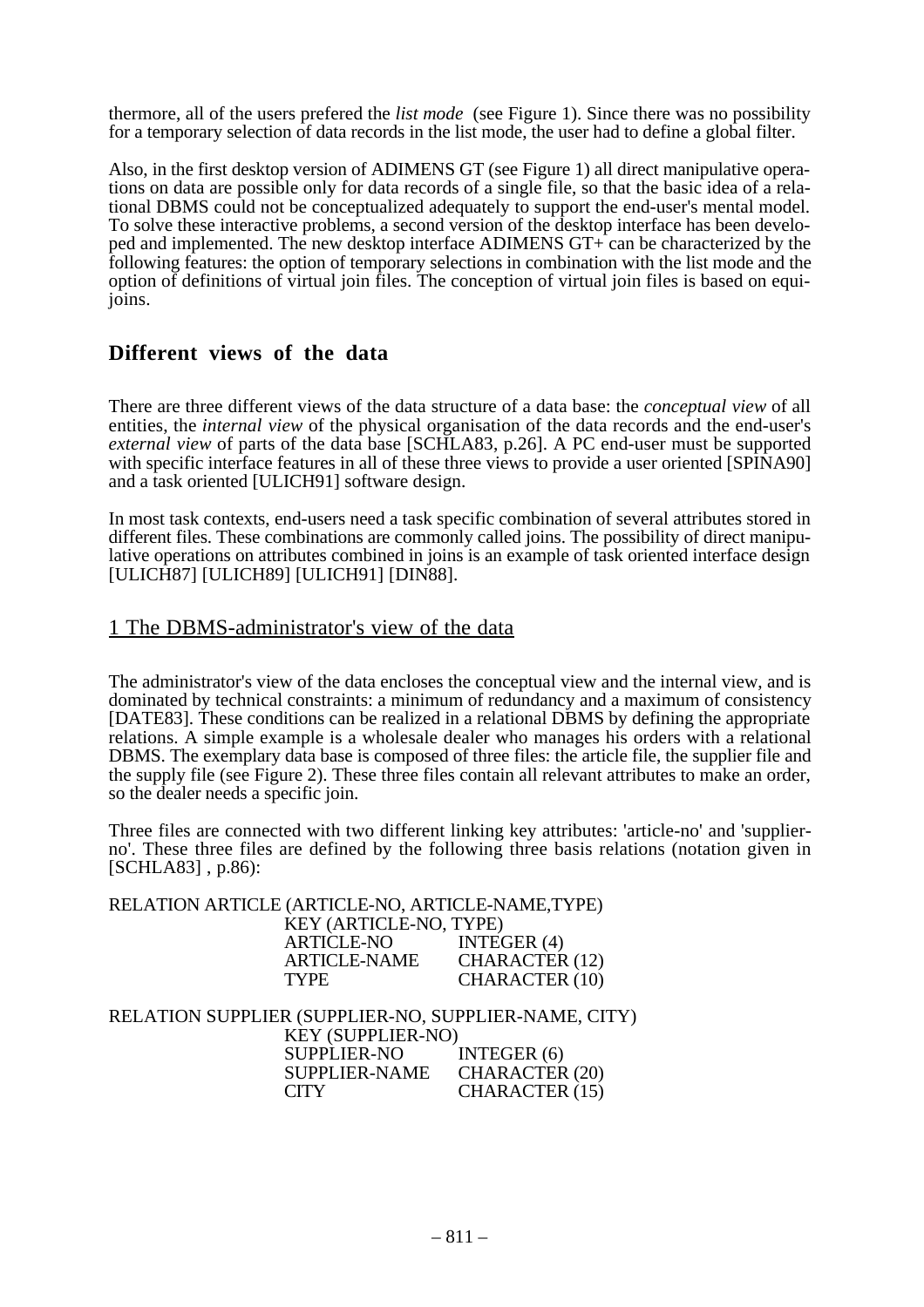thermore, all of the users prefered the *list mode* (see Figure 1). Since there was no possibility for a temporary selection of data records in the list mode, the user had to define a global filter.

Also, in the first desktop version of ADIMENS GT (see Figure 1) all direct manipulative operations on data are possible only for data records of a single file, so that the basic idea of a relational DBMS could not be conceptualized adequately to support the end-user's mental model. To solve these interactive problems, a second version of the desktop interface has been developed and implemented. The new desktop interface ADIMENS GT+ can be characterized by the following features: the option of temporary selections in combination with the list mode and the option of definitions of virtual join files. The conception of virtual join files is based on equi-joins.

## Different views of the data

There are three different views of the data structure of a data base: the *conceptual view* of all entities, the *internal view* of the physical organisation of the data records and the end-user's *external view* of parts of the data base [SCHLA83, p.26]. A PC end-user must be supported with specific interface features in all of these three views to provide a user oriented [SPINA90] and a task oriented [ULICH91] software design.

In most task contexts, end-users need a task specific combination of several attributes stored in different files. These combinations are commonly called joins. The possibility of direct manipulative operations on attributes combined in joins is an example of task oriented interface design [ULICH87] [ULICH89] [ULICH91] [DIN88].

### 1 The DBMS-administrator's view of the data

The administrator's view of the data encloses the conceptual view and the internal view, and is dominated by technical constraints: a minimum of redundancy and a maximum of consistency [DATE83]. These conditions can be realized in a relational DBMS by defining the appropriate relations. A simple example is a wholesale dealer who manages his orders with a relational DBMS. The exemplary data base is composed of three files: the article file, the supplier file and the supply file (see Figure 2). These three files contain all relevant attributes to make an order, so the dealer needs a specific join.

Three files are connected with two different linking key attributes: 'article-no' and 'supplier-no'. These three files are defined by the following three basis relations (notation given in [SCHLA83] , p.86):

```
RELATION ARTICLE (ARTICLE-NO, ARTICLE-NAME,TYPE)
                 KEY (ARTICLE-NO, TYPE)
                 ARTICLE-NO        INTEGER (4)
                 ARTICLE-NAME      CHARACTER (12)
                 TYPE              CHARACTER (10)

RELATION SUPPLIER (SUPPLIER-NO, SUPPLIER-NAME, CITY)
                 KEY (SUPPLIER-NO)
                 SUPPLIER-NO       INTEGER (6)
                 SUPPLIER-NAME     CHARACTER (20)
                 CITY              CHARACTER (15)
```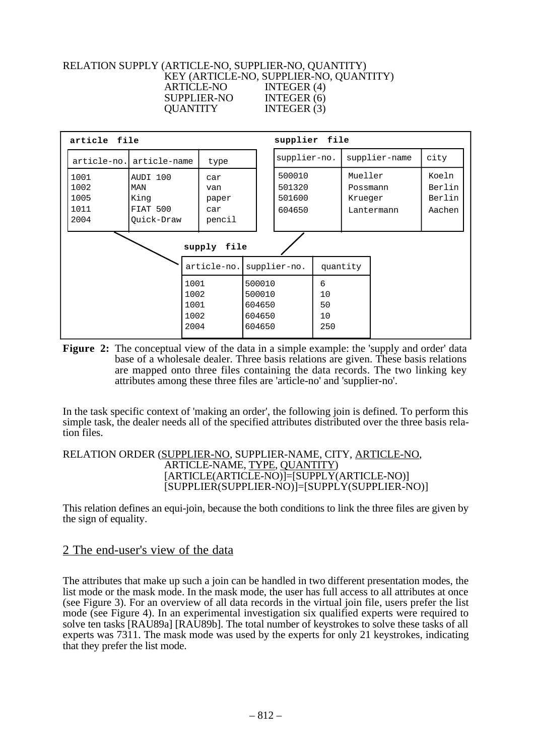```
RELATION SUPPLY (ARTICLE-NO, SUPPLIER-NO, QUANTITY)
                KEY (ARTICLE-NO, SUPPLIER-NO, QUANTITY)
                ARTICLE-NO       INTEGER (4)
                SUPPLIER-NO      INTEGER (6)
                QUANTITY         INTEGER (3)
```

**article file**

| article-no. | article-name | type |
|---|---|---|
| 1001 | AUDI 100 | car |
| 1002 | MAN | van |
| 1005 | King | paper |
| 1011 | FIAT 500 | car |
| 2004 | Quick-Draw | pencil |

**supplier file**

| supplier-no. | supplier-name | city |
|---|---|---|
| 500010 | Mueller | Koeln |
| 501320 | Possmann | Berlin |
| 501600 | Krueger | Berlin |
| 604650 | Lantermann | Aachen |

**supply file**

| article-no. | supplier-no. | quantity |
|---|---|---|
| 1001 | 500010 | 6 |
| 1002 | 500010 | 10 |
| 1001 | 604650 | 50 |
| 1002 | 604650 | 10 |
| 2004 | 604650 | 250 |

**Figure 2:** The conceptual view of the data in a simple example: the 'supply and order' data base of a wholesale dealer. Three basis relations are given. These basis relations are mapped onto three files containing the data records. The two linking key attributes among these three files are 'article-no' and 'supplier-no'.

In the task specific context of 'making an order', the following join is defined. To perform this simple task, the dealer needs all of the specified attributes distributed over the three basis relation files.

```
RELATION ORDER (SUPPLIER-NO, SUPPLIER-NAME, CITY, ARTICLE-NO,
                ARTICLE-NAME, TYPE, QUANTITY)
                [ARTICLE(ARTICLE-NO)]=[SUPPLY(ARTICLE-NO)]
                [SUPPLIER(SUPPLIER-NO)]=[SUPPLY(SUPPLIER-NO)]
```

This relation defines an equi-join, because the both conditions to link the three files are given by the sign of equality.

## 2 The end-user's view of the data

The attributes that make up such a join can be handled in two different presentation modes, the list mode or the mask mode. In the mask mode, the user has full access to all attributes at once (see Figure 3). For an overview of all data records in the virtual join file, users prefer the list mode (see Figure 4). In an experimental investigation six qualified experts were required to solve ten tasks [RAU89a] [RAU89b]. The total number of keystrokes to solve these tasks of all experts was 7311. The mask mode was used by the experts for only 21 keystrokes, indicating that they prefer the list mode.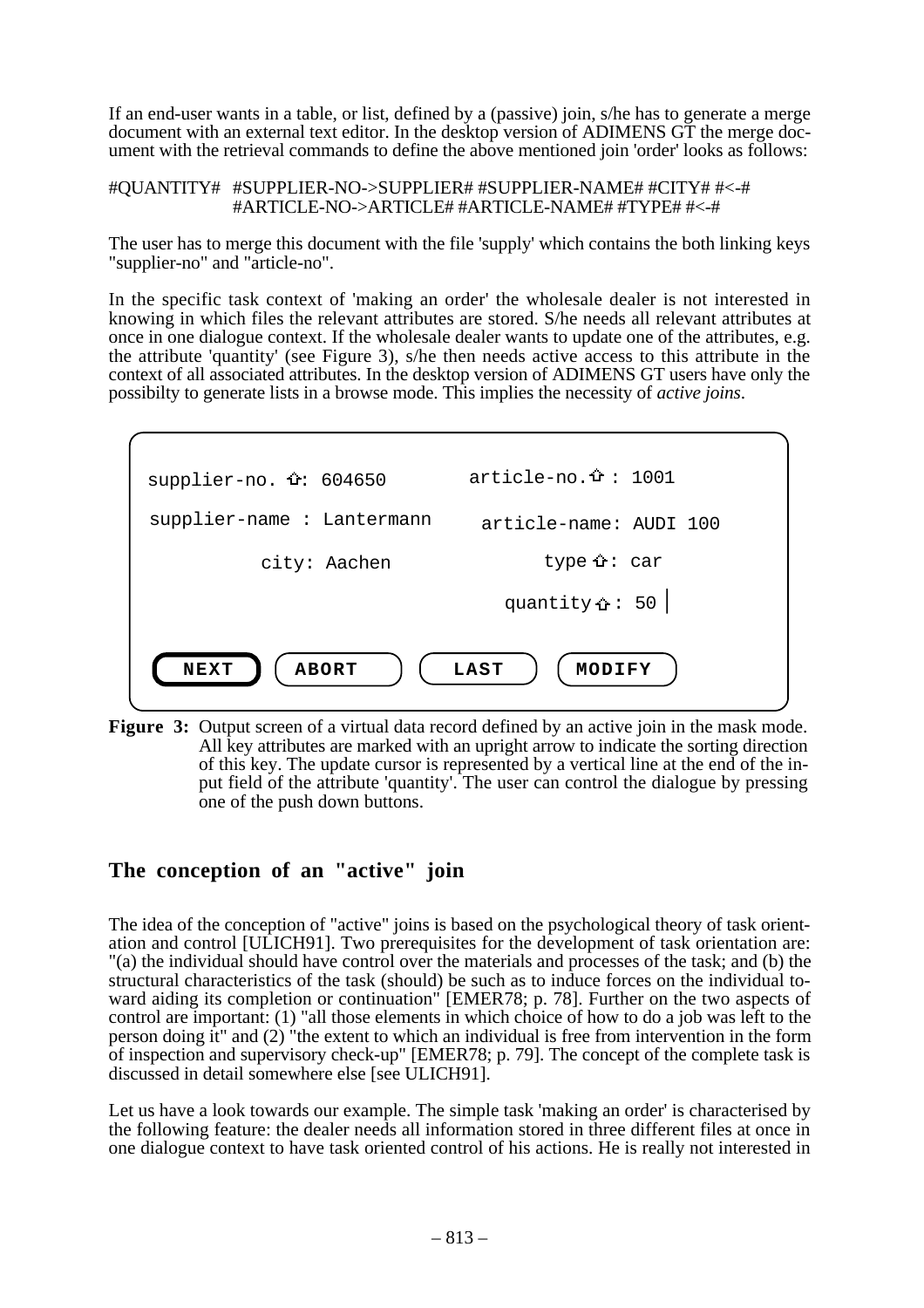If an end-user wants in a table, or list, defined by a (passive) join, s/he has to generate a merge document with an external text editor. In the desktop version of ADIMENS GT the merge document with the retrieval commands to define the above mentioned join 'order' looks as follows:

```
#QUANTITY#   #SUPPLIER-NO->SUPPLIER# #SUPPLIER-NAME# #CITY# #<-#
             #ARTICLE-NO->ARTICLE# #ARTICLE-NAME# #TYPE# #<-#
```

The user has to merge this document with the file 'supply' which contains the both linking keys "supplier-no" and "article-no".

In the specific task context of 'making an order' the wholesale dealer is not interested in knowing in which files the relevant attributes are stored. S/he needs all relevant attributes at once in one dialogue context. If the wholesale dealer wants to update one of the attributes, e.g. the attribute 'quantity' (see Figure 3), s/he then needs active access to this attribute in the context of all associated attributes. In the desktop version of ADIMENS GT users have only the possibilty to generate lists in a browse mode. This implies the necessity of *active joins*.

```
supplier-no. ⇧: 604650          article-no.⇧ : 1001
supplier-name : Lantermann       article-name: AUDI 100
        city: Aachen                   type ⇧: car
                                    quantity ⇧ : 50 |

[ NEXT ]  [ ABORT ]  [ LAST ]  [ MODIFY ]
```

**Figure 3:** Output screen of a virtual data record defined by an active join in the mask mode. All key attributes are marked with an upright arrow to indicate the sorting direction of this key. The update cursor is represented by a vertical line at the end of the input field of the attribute 'quantity'. The user can control the dialogue by pressing one of the push down buttons.

## The conception of an "active" join

The idea of the conception of "active" joins is based on the psychological theory of task orientation and control [ULICH91]. Two prerequisites for the development of task orientation are: "(a) the individual should have control over the materials and processes of the task; and (b) the structural characteristics of the task (should) be such as to induce forces on the individual toward aiding its completion or continuation" [EMER78; p. 78]. Further on the two aspects of control are important: (1) "all those elements in which choice of how to do a job was left to the person doing it" and (2) "the extent to which an individual is free from intervention in the form of inspection and supervisory check-up" [EMER78; p. 79]. The concept of the complete task is discussed in detail somewhere else [see ULICH91].

Let us have a look towards our example. The simple task 'making an order' is characterised by the following feature: the dealer needs all information stored in three different files at once in one dialogue context to have task oriented control of his actions. He is really not interested in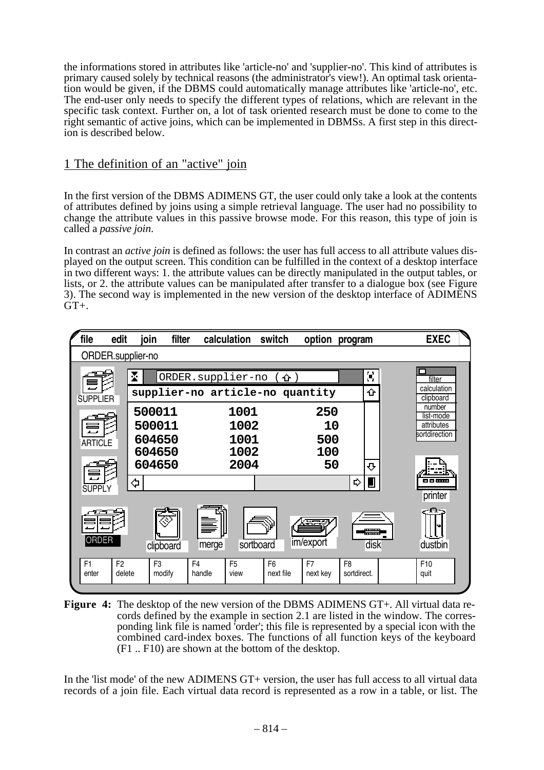the informations stored in attributes like 'article-no' and 'supplier-no'. This kind of attributes is primary caused solely by technical reasons (the administrator's view!). An optimal task orientation would be given, if the DBMS could automatically manage attributes like 'article-no', etc. The end-user only needs to specify the different types of relations, which are relevant in the specific task context. Further on, a lot of task oriented research must be done to come to the right semantic of active joins, which can be implemented in DBMSs. A first step in this direction is described below.

## 1 The definition of an "active" join

In the first version of the DBMS ADIMENS GT, the user could only take a look at the contents of attributes defined by joins using a simple retrieval language. The user had no possibility to change the attribute values in this passive browse mode. For this reason, this type of join is called a *passive join*.

In contrast an *active join* is defined as follows: the user has full access to all attribute values displayed on the output screen. This condition can be fulfilled in the context of a desktop interface in two different ways: 1. the attribute values can be directly manipulated in the output tables, or lists, or 2. the attribute values can be manipulated after transfer to a dialogue box (see Figure 3). The second way is implemented in the new version of the desktop interface of ADIMENS GT+.

file edit join filter calculation switch option program EXEC

ORDER.supplier-no

ORDER.supplier-no

| supplier-no | article-no | quantity |
|---|---|---|
| 500011 | 1001 | 250 |
| 500011 | 1002 | 10 |
| 604650 | 1001 | 500 |
| 604650 | 1002 | 100 |
| 604650 | 2004 | 50 |

SUPPLIER, ARTICLE, SUPPLY, ORDER, clipboard, merge, sortboard, im/export, disk, printer, dustbin

filter, calculation, clipboard, number, list-mode, attributes, sortdirection

| F1 enter | F2 delete | F3 modify | F4 handle | F5 view | F6 next file | F7 next key | F8 sortdirect. | | F10 quit |
|---|---|---|---|---|---|---|---|---|---|

**Figure 4:** The desktop of the new version of the DBMS ADIMENS GT+. All virtual data records defined by the example in section 2.1 are listed in the window. The corresponding link file is named 'order'; this file is represented by a special icon with the combined card-index boxes. The functions of all function keys of the keyboard (F1 .. F10) are shown at the bottom of the desktop.

In the 'list mode' of the new ADIMENS GT+ version, the user has full access to all virtual data records of a join file. Each virtual data record is represented as a row in a table, or list. The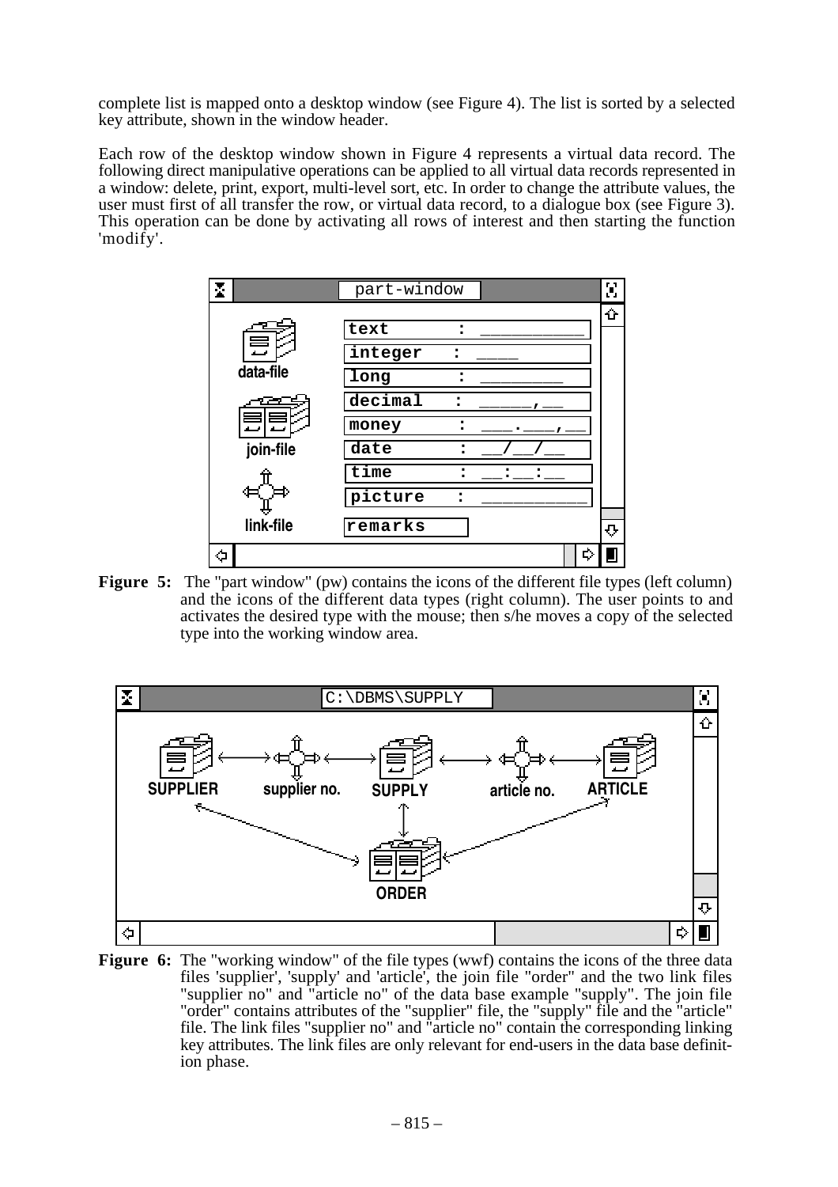complete list is mapped onto a desktop window (see Figure 4). The list is sorted by a selected key attribute, shown in the window header.

Each row of the desktop window shown in Figure 4 represents a virtual data record. The following direct manipulative operations can be applied to all virtual data records represented in a window: delete, print, export, multi-level sort, etc. In order to change the attribute values, the user must first of all transfer the row, or virtual data record, to a dialogue box (see Figure 3). This operation can be done by activating all rows of interest and then starting the function 'modify'.

**Figure 5:** The "part window" (pw) contains the icons of the different file types (left column) and the icons of the different data types (right column). The user points to and activates the desired type with the mouse; then s/he moves a copy of the selected type into the working window area.

**Figure 6:** The "working window" of the file types (wwf) contains the icons of the three data files 'supplier', 'supply' and 'article', the join file "order" and the two link files "supplier no" and "article no" of the data base example "supply". The join file "order" contains attributes of the "supplier" file, the "supply" file and the "article" file. The link files "supplier no" and "article no" contain the corresponding linking key attributes. The link files are only relevant for end-users in the data base definition phase.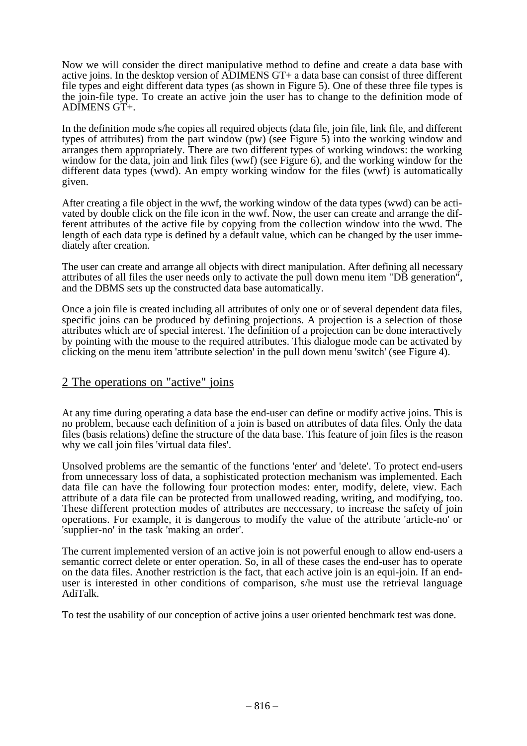Now we will consider the direct manipulative method to define and create a data base with active joins. In the desktop version of ADIMENS GT+ a data base can consist of three different file types and eight different data types (as shown in Figure 5). One of these three file types is the join-file type. To create an active join the user has to change to the definition mode of ADIMENS GT+.

In the definition mode s/he copies all required objects (data file, join file, link file, and different types of attributes) from the part window (pw) (see Figure 5) into the working window and arranges them appropriately. There are two different types of working windows: the working window for the data, join and link files (wwf) (see Figure 6), and the working window for the different data types (wwd). An empty working window for the files (wwf) is automatically given.

After creating a file object in the wwf, the working window of the data types (wwd) can be activated by double click on the file icon in the wwf. Now, the user can create and arrange the different attributes of the active file by copying from the collection window into the wwd. The length of each data type is defined by a default value, which can be changed by the user immediately after creation.

The user can create and arrange all objects with direct manipulation. After defining all necessary attributes of all files the user needs only to activate the pull down menu item "DB generation", and the DBMS sets up the constructed data base automatically.

Once a join file is created including all attributes of only one or of several dependent data files, specific joins can be produced by defining projections. A projection is a selection of those attributes which are of special interest. The definition of a projection can be done interactively by pointing with the mouse to the required attributes. This dialogue mode can be activated by clicking on the menu item 'attribute selection' in the pull down menu 'switch' (see Figure 4).

## 2 The operations on "active" joins

At any time during operating a data base the end-user can define or modify active joins. This is no problem, because each definition of a join is based on attributes of data files. Only the data files (basis relations) define the structure of the data base. This feature of join files is the reason why we call join files 'virtual data files'.

Unsolved problems are the semantic of the functions 'enter' and 'delete'. To protect end-users from unnecessary loss of data, a sophisticated protection mechanism was implemented. Each data file can have the following four protection modes: enter, modify, delete, view. Each attribute of a data file can be protected from unallowed reading, writing, and modifying, too. These different protection modes of attributes are neccessary, to increase the safety of join operations. For example, it is dangerous to modify the value of the attribute 'article-no' or 'supplier-no' in the task 'making an order'.

The current implemented version of an active join is not powerful enough to allow end-users a semantic correct delete or enter operation. So, in all of these cases the end-user has to operate on the data files. Another restriction is the fact, that each active join is an equi-join. If an end-user is interested in other conditions of comparison, s/he must use the retrieval language AdiTalk.

To test the usability of our conception of active joins a user oriented benchmark test was done.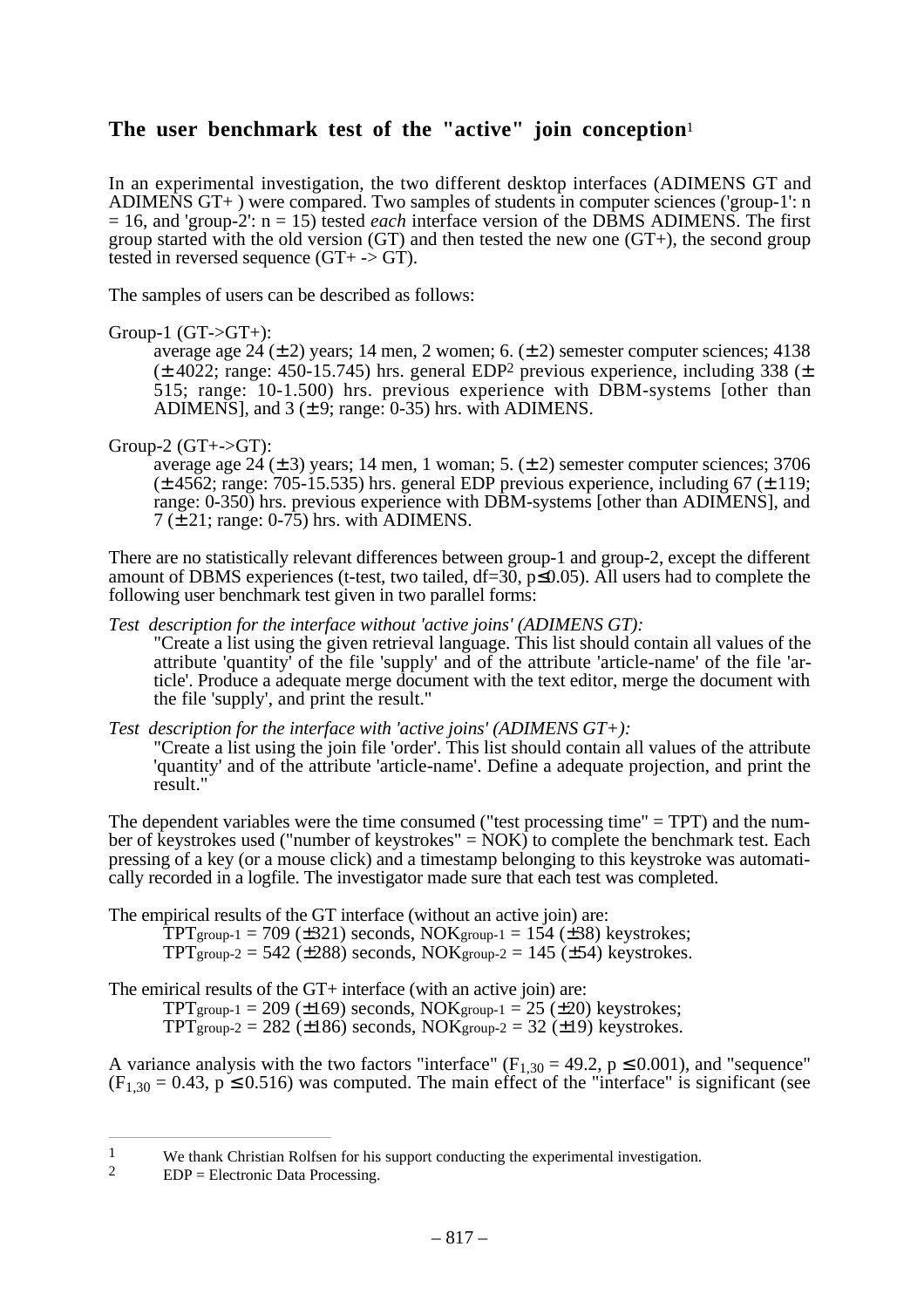## The user benchmark test of the "active" join conception[1]

In an experimental investigation, the two different desktop interfaces (ADIMENS GT and ADIMENS GT+ ) were compared. Two samples of students in computer sciences ('group-1': n = 16, and 'group-2': n = 15) tested *each* interface version of the DBMS ADIMENS. The first group started with the old version (GT) and then tested the new one (GT+), the second group tested in reversed sequence (GT+ -> GT).

The samples of users can be described as follows:

Group-1 (GT->GT+):

> average age 24 (± 2) years; 14 men, 2 women; 6. (± 2) semester computer sciences; 4138 (± 4022; range: 450-15.745) hrs. general EDP[2] previous experience, including 338 (± 515; range: 10-1.500) hrs. previous experience with DBM-systems [other than ADIMENS], and 3 (± 9; range: 0-35) hrs. with ADIMENS.

Group-2 (GT+->GT):

> average age 24 (± 3) years; 14 men, 1 woman; 5. (± 2) semester computer sciences; 3706 (± 4562; range: 705-15.535) hrs. general EDP previous experience, including 67 (± 119; range: 0-350) hrs. previous experience with DBM-systems [other than ADIMENS], and 7 (± 21; range: 0-75) hrs. with ADIMENS.

There are no statistically relevant differences between group-1 and group-2, except the different amount of DBMS experiences (t-test, two tailed, df=30, $p \leq 0.05$). All users had to complete the following user benchmark test given in two parallel forms:

*Test description for the interface without 'active joins' (ADIMENS GT):*

> "Create a list using the given retrieval language. This list should contain all values of the attribute 'quantity' of the file 'supply' and of the attribute 'article-name' of the file 'article'. Produce a adequate merge document with the text editor, merge the document with the file 'supply', and print the result."

*Test description for the interface with 'active joins' (ADIMENS GT+):*

> "Create a list using the join file 'order'. This list should contain all values of the attribute 'quantity' and of the attribute 'article-name'. Define a adequate projection, and print the result."

The dependent variables were the time consumed ("test processing time" = TPT) and the number of keystrokes used ("number of keystrokes" = NOK) to complete the benchmark test. Each pressing of a key (or a mouse click) and a timestamp belonging to this keystroke was automatically recorded in a logfile. The investigator made sure that each test was completed.

The empirical results of the GT interface (without an active join) are:

> $TPT_{group-1}$ = 709 (±321) seconds, $NOK_{group-1}$ = 154 (±38) keystrokes;
> $TPT_{group-2}$ = 542 (±288) seconds, $NOK_{group-2}$ = 145 (±54) keystrokes.

The emirical results of the GT+ interface (with an active join) are:

> $TPT_{group-1}$ = 209 (±169) seconds, $NOK_{group-1}$ = 25 (±20) keystrokes;
> $TPT_{group-2}$ = 282 (±186) seconds, $NOK_{group-2}$ = 32 (±19) keystrokes.

A variance analysis with the two factors "interface" ($F_{1,30} = 49.2$, $p \leq 0.001$), and "sequence" ($F_{1,30} = 0.43$, $p \leq 0.516$) was computed. The main effect of the "interface" is significant (see

---

[1] We thank Christian Rolfsen for his support conducting the experimental investigation.

[2] EDP = Electronic Data Processing.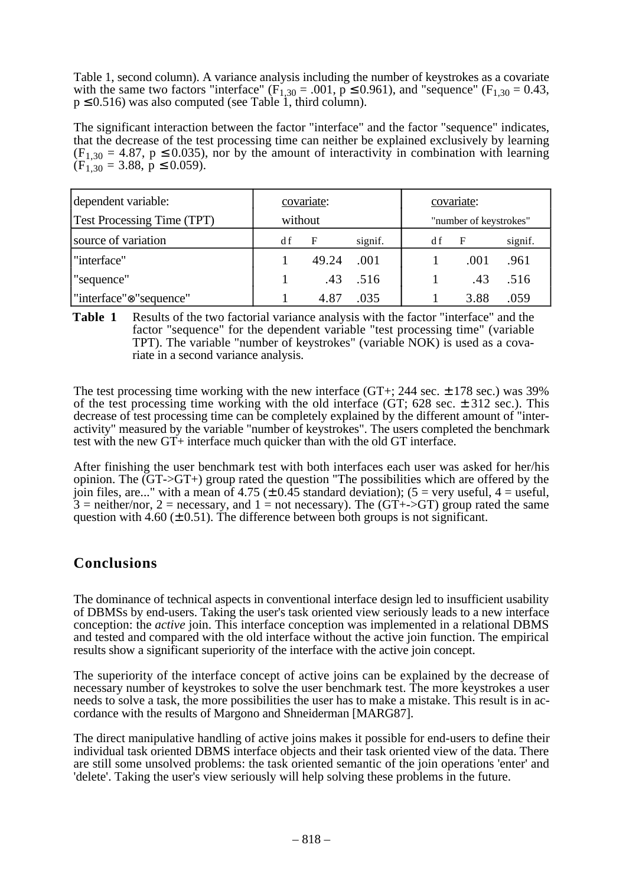Table 1, second column). A variance analysis including the number of keystrokes as a covariate with the same two factors "interface" ($F_{1,30}$ = .001, p ≤ 0.961), and "sequence" ($F_{1,30}$ = 0.43, p ≤ 0.516) was also computed (see Table 1, third column).

The significant interaction between the factor "interface" and the factor "sequence" indicates, that the decrease of the test processing time can neither be explained exclusively by learning ($F_{1,30}$ = 4.87, p ≤ 0.035), nor by the amount of interactivity in combination with learning ($F_{1,30}$ = 3.88, p ≤ 0.059).

| dependent variable: Test Processing Time (TPT) | covariate: without | | | covariate: "number of keystrokes" | | |
|---|---|---|---|---|---|---|
| source of variation | df | F | signif. | df | F | signif. |
| "interface" | 1 | 49.24 | .001 | 1 | .001 | .961 |
| "sequence" | 1 | .43 | .516 | 1 | .43 | .516 |
| "interface"⊗"sequence" | 1 | 4.87 | .035 | 1 | 3.88 | .059 |

**Table 1** Results of the two factorial variance analysis with the factor "interface" and the factor "sequence" for the dependent variable "test processing time" (variable TPT). The variable "number of keystrokes" (variable NOK) is used as a covariate in a second variance analysis.

The test processing time working with the new interface (GT+; 244 sec. ± 178 sec.) was 39% of the test processing time working with the old interface (GT; 628 sec. ± 312 sec.). This decrease of test processing time can be completely explained by the different amount of "interactivity" measured by the variable "number of keystrokes". The users completed the benchmark test with the new GT+ interface much quicker than with the old GT interface.

After finishing the user benchmark test with both interfaces each user was asked for her/his opinion. The (GT->GT+) group rated the question "The possibilities which are offered by the join files, are..." with a mean of 4.75 (± 0.45 standard deviation); (5 = very useful, 4 = useful, 3 = neither/nor, 2 = necessary, and 1 = not necessary). The (GT+->GT) group rated the same question with 4.60 (± 0.51). The difference between both groups is not significant.

## Conclusions

The dominance of technical aspects in conventional interface design led to insufficient usability of DBMSs by end-users. Taking the user's task oriented view seriously leads to a new interface conception: the *active* join. This interface conception was implemented in a relational DBMS and tested and compared with the old interface without the active join function. The empirical results show a significant superiority of the interface with the active join concept.

The superiority of the interface concept of active joins can be explained by the decrease of necessary number of keystrokes to solve the user benchmark test. The more keystrokes a user needs to solve a task, the more possibilities the user has to make a mistake. This result is in accordance with the results of Margono and Shneiderman [MARG87].

The direct manipulative handling of active joins makes it possible for end-users to define their individual task oriented DBMS interface objects and their task oriented view of the data. There are still some unsolved problems: the task oriented semantic of the join operations 'enter' and 'delete'. Taking the user's view seriously will help solving these problems in the future.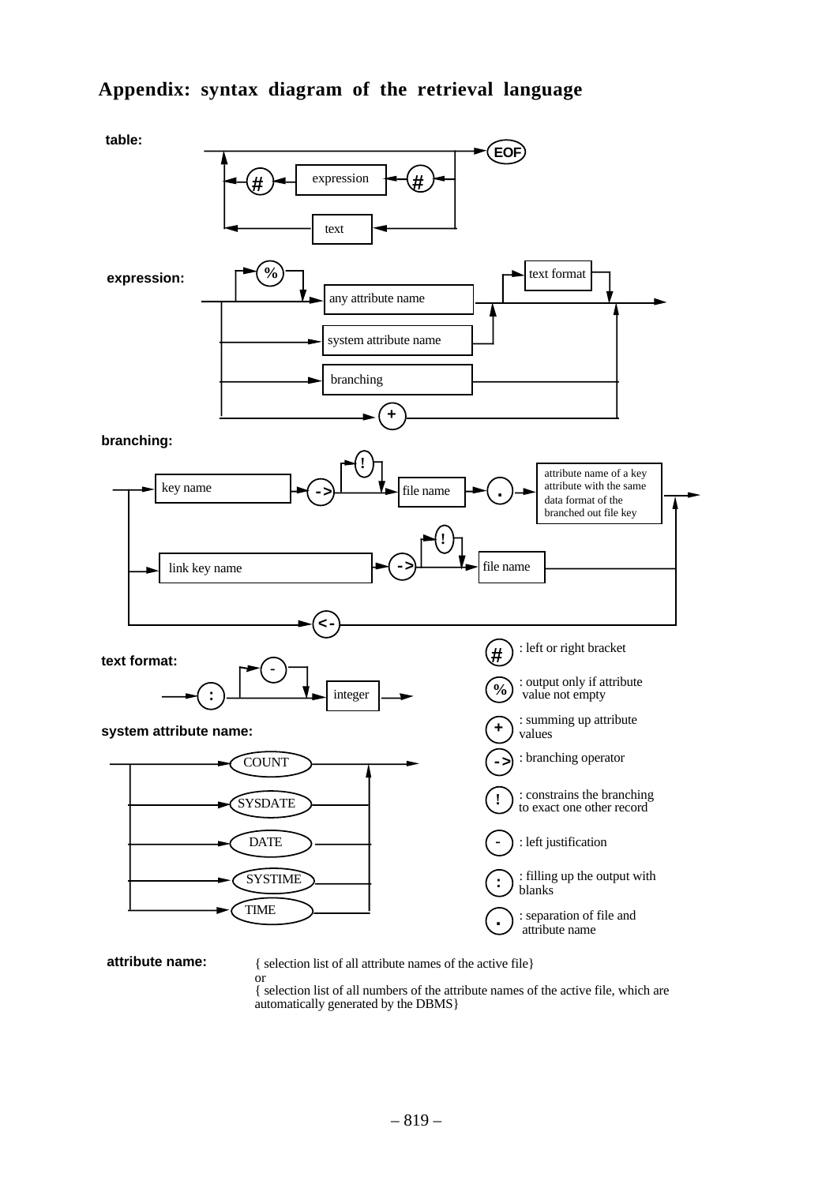## Appendix: syntax diagram of the retrieval language

**table:**

EOF

expression

text

**expression:**

%

any attribute name

text format

system attribute name

branching

+

**branching:**

key name

->

!

file name

.

attribute name of a key attribute with the same data format of the branched out file key

link key name

->

!

file name

<-

**text format:**

-

:

integer

**system attribute name:**

COUNT

SYSDATE

DATE

SYSTIME

TIME

# : left or right bracket

% : output only if attribute value not empty

+ : summing up attribute values

-> : branching operator

! : constrains the branching to exact one other record

- : left justification

: : filling up the output with blanks

. : separation of file and attribute name

**attribute name:** { selection list of all attribute names of the active file}
or
{ selection list of all numbers of the attribute names of the active file, which are automatically generated by the DBMS}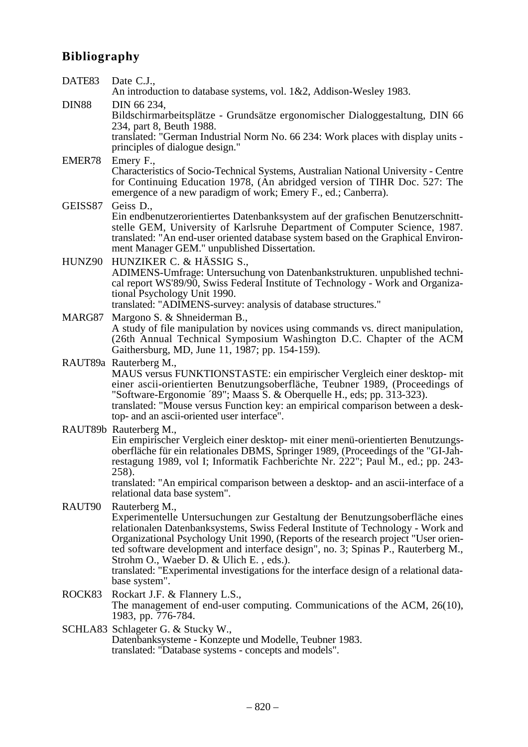## Bibliography

DATE83 Date C.J.,
An introduction to database systems, vol. 1&2, Addison-Wesley 1983.

DIN88 DIN 66 234,
Bildschirmarbeitsplätze - Grundsätze ergonomischer Dialoggestaltung, DIN 66 234, part 8, Beuth 1988.
translated: "German Industrial Norm No. 66 234: Work places with display units - principles of dialogue design."

EMER78 Emery F.,
Characteristics of Socio-Technical Systems, Australian National University - Centre for Continuing Education 1978, (An abridged version of TIHR Doc. 527: The emergence of a new paradigm of work; Emery F., ed.; Canberra).

GEISS87 Geiss D.,
Ein endbenutzerorientiertes Datenbanksystem auf der grafischen Benutzerschnittstelle GEM, University of Karlsruhe Department of Computer Science, 1987.
translated: "An end-user oriented database system based on the Graphical Environment Manager GEM." unpublished Dissertation.

HUNZ90 HUNZIKER C. & HÄSSIG S.,
ADIMENS-Umfrage: Untersuchung von Datenbankstrukturen. unpublished technical report WS'89/90, Swiss Federal Institute of Technology - Work and Organizational Psychology Unit 1990.
translated: "ADIMENS-survey: analysis of database structures."

MARG87 Margono S. & Shneiderman B.,
A study of file manipulation by novices using commands vs. direct manipulation, (26th Annual Technical Symposium Washington D.C. Chapter of the ACM Gaithersburg, MD, June 11, 1987; pp. 154-159).

RAUT89a Rauterberg M.,
MAUS versus FUNKTIONSTASTE: ein empirischer Vergleich einer desktop- mit einer ascii-orientierten Benutzungsoberfläche, Teubner 1989, (Proceedings of "Software-Ergonomie ´89"; Maass S. & Oberquelle H., eds; pp. 313-323).
translated: "Mouse versus Function key: an empirical comparison between a desktop- and an ascii-oriented user interface".

RAUT89b Rauterberg M.,
Ein empirischer Vergleich einer desktop- mit einer menü-orientierten Benutzungsoberfläche für ein relationales DBMS, Springer 1989, (Proceedings of the "GI-Jahrestagung 1989, vol I; Informatik Fachberichte Nr. 222"; Paul M., ed.; pp. 243-258).
translated: "An empirical comparison between a desktop- and an ascii-interface of a relational data base system".

RAUT90 Rauterberg M.,
Experimentelle Untersuchungen zur Gestaltung der Benutzungsoberfläche eines relationalen Datenbanksystems, Swiss Federal Institute of Technology - Work and Organizational Psychology Unit 1990, (Reports of the research project "User oriented software development and interface design", no. 3; Spinas P., Rauterberg M., Strohm O., Waeber D. & Ulich E. , eds.).
translated: "Experimental investigations for the interface design of a relational database system".

ROCK83 Rockart J.F. & Flannery L.S.,
The management of end-user computing. Communications of the ACM, 26(10), 1983, pp. 776-784.

SCHLA83 Schlageter G. & Stucky W.,
Datenbanksysteme - Konzepte und Modelle, Teubner 1983.
translated: "Database systems - concepts and models".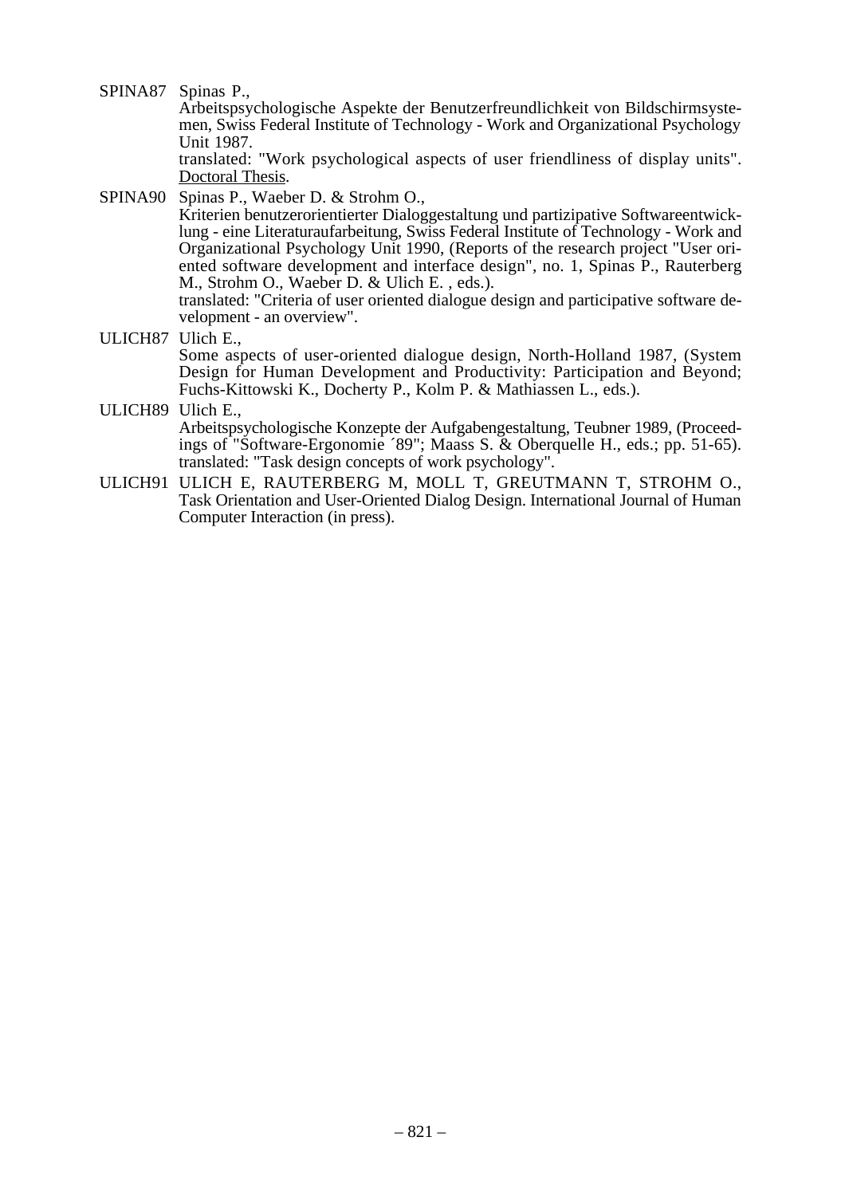SPINA87 Spinas P.,
Arbeitspsychologische Aspekte der Benutzerfreundlichkeit von Bildschirmsystemen, Swiss Federal Institute of Technology - Work and Organizational Psychology Unit 1987.
translated: "Work psychological aspects of user friendliness of display units". Doctoral Thesis.

SPINA90 Spinas P., Waeber D. & Strohm O.,
Kriterien benutzerorientierter Dialoggestaltung und partizipative Softwareentwicklung - eine Literaturaufarbeitung, Swiss Federal Institute of Technology - Work and Organizational Psychology Unit 1990, (Reports of the research project "User oriented software development and interface design", no. 1, Spinas P., Rauterberg M., Strohm O., Waeber D. & Ulich E. , eds.).
translated: "Criteria of user oriented dialogue design and participative software development - an overview".

ULICH87 Ulich E.,
Some aspects of user-oriented dialogue design, North-Holland 1987, (System Design for Human Development and Productivity: Participation and Beyond; Fuchs-Kittowski K., Docherty P., Kolm P. & Mathiassen L., eds.).

ULICH89 Ulich E.,
Arbeitspsychologische Konzepte der Aufgabengestaltung, Teubner 1989, (Proceedings of "Software-Ergonomie ´89"; Maass S. & Oberquelle H., eds.; pp. 51-65).
translated: "Task design concepts of work psychology".

ULICH91 ULICH E, RAUTERBERG M, MOLL T, GREUTMANN T, STROHM O.,
Task Orientation and User-Oriented Dialog Design. International Journal of Human Computer Interaction (in press).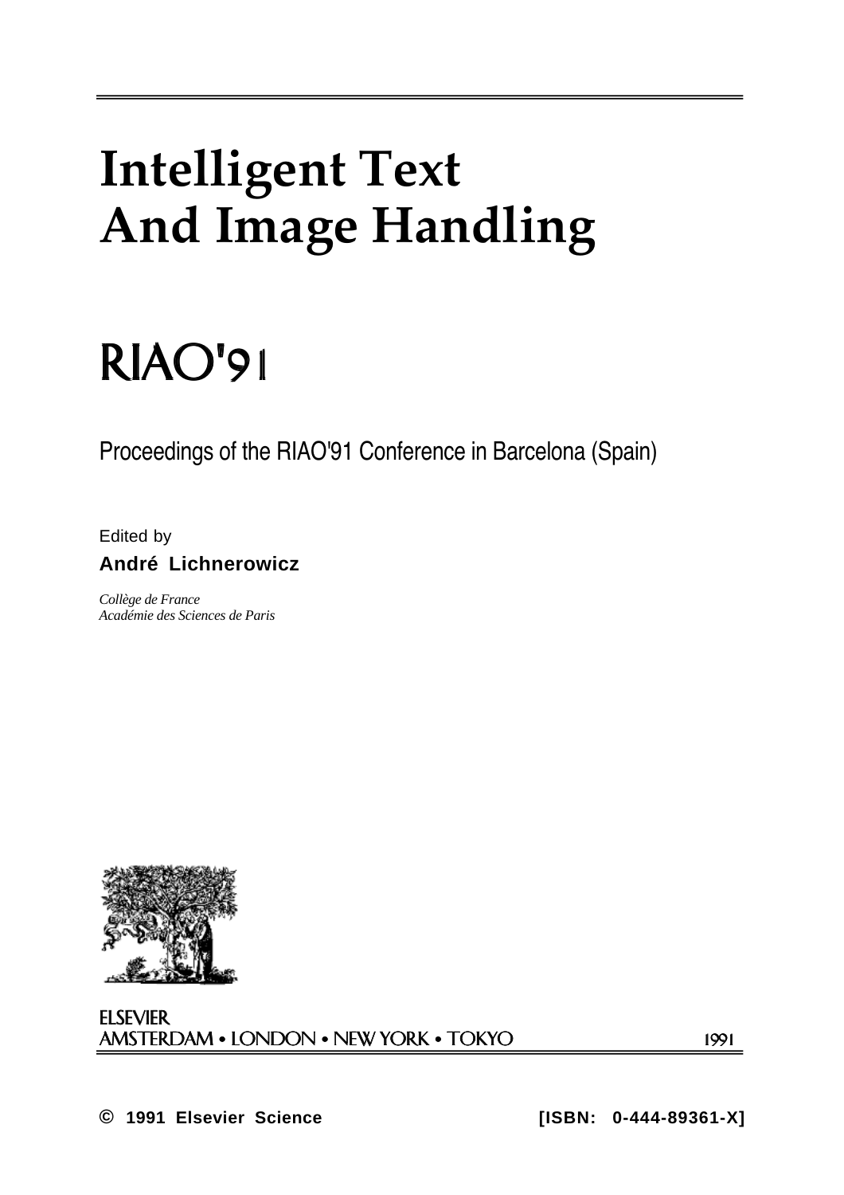# Intelligent Text And Image Handling

## RIAO'91

Proceedings of the RIAO'91 Conference in Barcelona (Spain)

Edited by

**André Lichnerowicz**

*Collège de France*
*Académie des Sciences de Paris*

ELSEVIER
AMSTERDAM • LONDON • NEW YORK • TOKYO 1991

**© 1991 Elsevier Science** **[ISBN: 0-444-89361-X]**